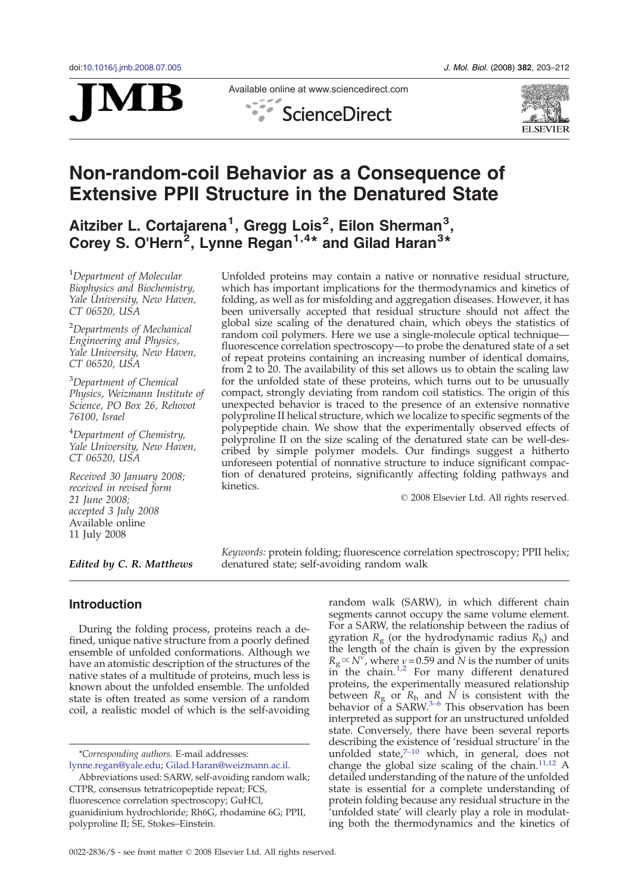# Non-random-coil Behavior as a Consequence of Extensive PPII Structure in the Denatured State

**Aitziber L. Cortajarena[1], Gregg Lois[2], Eilon Sherman[3], Corey S. O'Hern[2], Lynne Regan[1,4]* and Gilad Haran[3]***

[1]*Department of Molecular Biophysics and Biochemistry, Yale University, New Haven, CT 06520, USA*

[2]*Departments of Mechanical Engineering and Physics, Yale University, New Haven, CT 06520, USA*

[3]*Department of Chemical Physics, Weizmann Institute of Science, PO Box 26, Rehovot 76100, Israel*

[4]*Department of Chemistry, Yale University, New Haven, CT 06520, USA*

*Received 30 January 2008; received in revised form 21 June 2008; accepted 3 July 2008 Available online 11 July 2008*

**Edited by C. R. Matthews**

Unfolded proteins may contain a native or nonnative residual structure, which has important implications for the thermodynamics and kinetics of folding, as well as for misfolding and aggregation diseases. However, it has been universally accepted that residual structure should not affect the global size scaling of the denatured chain, which obeys the statistics of random coil polymers. Here we use a single-molecule optical technique—fluorescence correlation spectroscopy—to probe the denatured state of a set of repeat proteins containing an increasing number of identical domains, from 2 to 20. The availability of this set allows us to obtain the scaling law for the unfolded state of these proteins, which turns out to be unusually compact, strongly deviating from random coil statistics. The origin of this unexpected behavior is traced to the presence of an extensive nonnative polyproline II helical structure, which we localize to specific segments of the polypeptide chain. We show that the experimentally observed effects of polyproline II on the size scaling of the denatured state can be well-described by simple polymer models. Our findings suggest a hitherto unforeseen potential of nonnative structure to induce significant compaction of denatured proteins, significantly affecting folding pathways and kinetics.

© 2008 Elsevier Ltd. All rights reserved.

*Keywords:* protein folding; fluorescence correlation spectroscopy; PPII helix; denatured state; self-avoiding random walk

## Introduction

During the folding process, proteins reach a defined, unique native structure from a poorly defined ensemble of unfolded conformations. Although we have an atomistic description of the structures of the native states of a multitude of proteins, much less is known about the unfolded ensemble. The unfolded state is often treated as some version of a random coil, a realistic model of which is the self-avoiding random walk (SARW), in which different chain segments cannot occupy the same volume element. For a SARW, the relationship between the radius of gyration $R_g$ (or the hydrodynamic radius $R_h$) and the length of the chain is given by the expression $R_g \propto N^{\nu}$, where $\nu = 0.59$ and $N$ is the number of units in the chain.[1,2] For many different denatured proteins, the experimentally measured relationship between $R_g$ or $R_h$ and $N$ is consistent with the behavior of a SARW.[3–6] This observation has been interpreted as support for an unstructured unfolded state. Conversely, there have been several reports describing the existence of 'residual structure' in the unfolded state,[7–10] which, in general, does not change the global size scaling of the chain.[11,12] A detailed understanding of the nature of the unfolded state is essential for a complete understanding of protein folding because any residual structure in the 'unfolded state' will clearly play a role in modulating both the thermodynamics and the kinetics of

*Corresponding authors. E-mail addresses: lynne.regan@yale.edu; Gilad.Haran@weizmann.ac.il.

Abbreviations used: SARW, self-avoiding random walk; CTPR, consensus tetratricopeptide repeat; FCS, fluorescence correlation spectroscopy; GuHCl, guanidinium hydrochloride; Rh6G, rhodamine 6G; PPII, polyproline II; SE, Stokes–Einstein.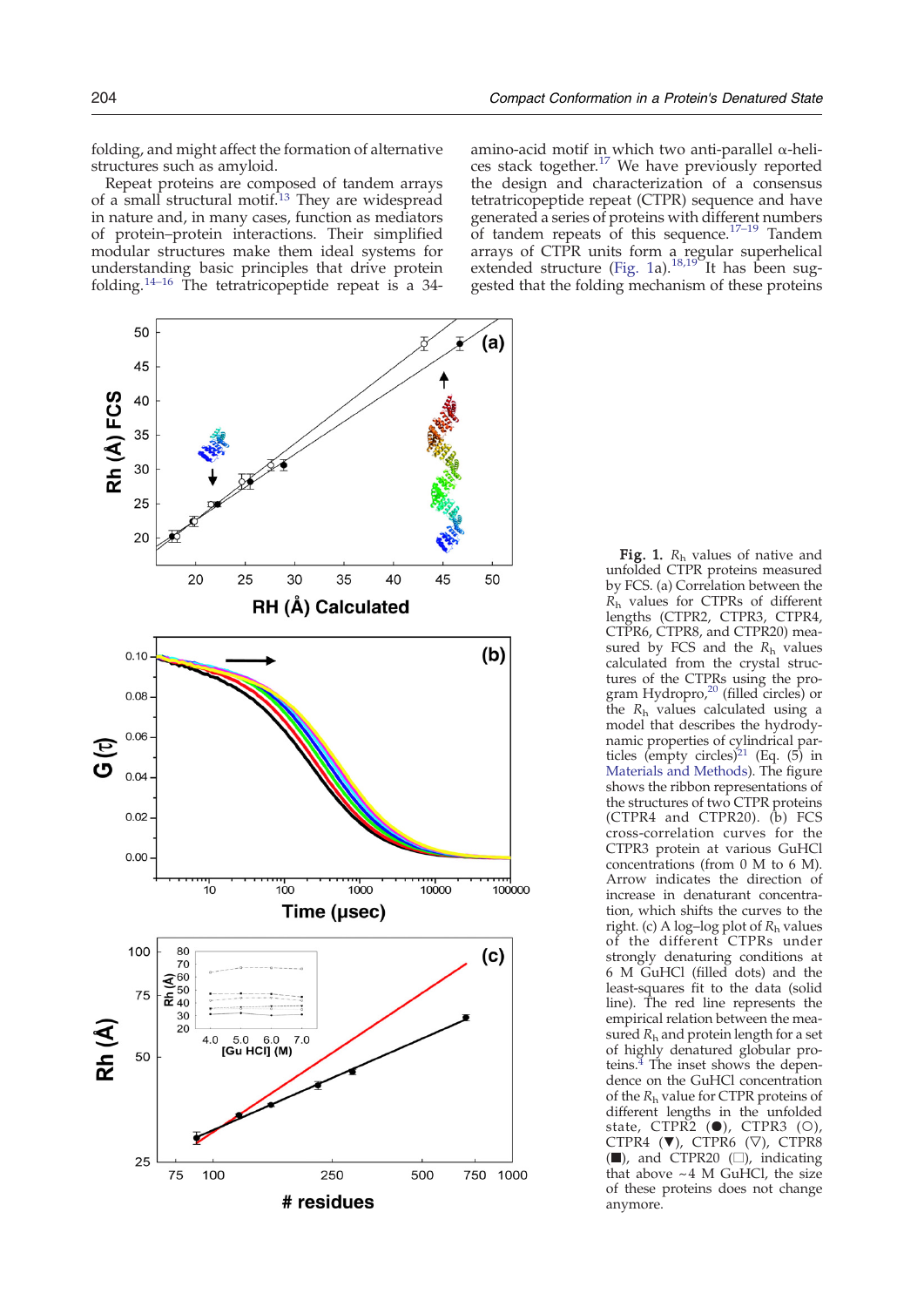folding, and might affect the formation of alternative structures such as amyloid.

Repeat proteins are composed of tandem arrays of a small structural motif.[13] They are widespread in nature and, in many cases, function as mediators of protein–protein interactions. Their simplified modular structures make them ideal systems for understanding basic principles that drive protein folding.[14–16] The tetratricopeptide repeat is a 34-amino-acid motif in which two anti-parallel α-helices stack together.[17] We have previously reported the design and characterization of a consensus tetratricopeptide repeat (CTPR) sequence and have generated a series of proteins with different numbers of tandem repeats of this sequence.[17–19] Tandem arrays of CTPR units form a regular superhelical extended structure (Fig. 1a).[18,19] It has been suggested that the folding mechanism of these proteins

**Fig. 1.** $R_h$ values of native and unfolded CTPR proteins measured by FCS. (a) Correlation between the $R_h$ values for CTPRs of different lengths (CTPR2, CTPR3, CTPR4, CTPR6, CTPR8, and CTPR20) measured by FCS and the $R_h$ values calculated from the crystal structures of the CTPRs using the program Hydropro,[20] (filled circles) or the $R_h$ values calculated using a model that describes the hydrodynamic properties of cylindrical particles (empty circles)[21] (Eq. (5) in Materials and Methods). The figure shows the ribbon representations of the structures of two CTPR proteins (CTPR4 and CTPR20). (b) FCS cross-correlation curves for the CTPR3 protein at various GuHCl concentrations (from 0 M to 6 M). Arrow indicates the direction of increase in denaturant concentration, which shifts the curves to the right. (c) A log–log plot of $R_h$ values of the different CTPRs under strongly denaturing conditions at 6 M GuHCl (filled dots) and the least-squares fit to the data (solid line). The red line represents the empirical relation between the measured $R_h$ and protein length for a set of highly denatured globular proteins.[4] The inset shows the dependence on the GuHCl concentration of the $R_h$ value for CTPR proteins of different lengths in the unfolded state, CTPR2 (●), CTPR3 (○), CTPR4 (▼), CTPR6 (▽), CTPR8 (■), and CTPR20 (□), indicating that above ~4 M GuHCl, the size of these proteins does not change anymore.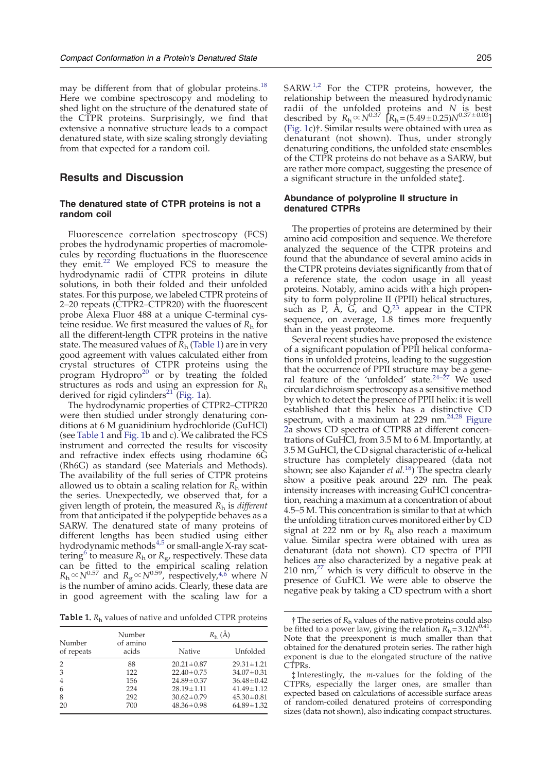may be different from that of globular proteins.[18] Here we combine spectroscopy and modeling to shed light on the structure of the denatured state of the CTPR proteins. Surprisingly, we find that extensive a nonnative structure leads to a compact denatured state, with size scaling strongly deviating from that expected for a random coil.

## Results and Discussion

### The denatured state of CTPR proteins is not a random coil

Fluorescence correlation spectroscopy (FCS) probes the hydrodynamic properties of macromolecules by recording fluctuations in the fluorescence they emit.[22] We employed FCS to measure the hydrodynamic radii of CTPR proteins in dilute solutions, in both their folded and their unfolded states. For this purpose, we labeled CTPR proteins of 2–20 repeats (CTPR2–CTPR20) with the fluorescent probe Alexa Fluor 488 at a unique C-terminal cysteine residue. We first measured the values of $R_h$ for all the different-length CTPR proteins in the native state. The measured values of $R_h$ (Table 1) are in very good agreement with values calculated either from crystal structures of CTPR proteins using the program Hydropro[20] or by treating the folded structures as rods and using an expression for $R_h$ derived for rigid cylinders[21] (Fig. 1a).

The hydrodynamic properties of CTPR2–CTPR20 were then studied under strongly denaturing conditions at 6 M guanidinium hydrochloride (GuHCl) (see Table 1 and Fig. 1b and c). We calibrated the FCS instrument and corrected the results for viscosity and refractive index effects using rhodamine 6G (Rh6G) as standard (see Materials and Methods). The availability of the full series of CTPR proteins allowed us to obtain a scaling relation for $R_h$ within the series. Unexpectedly, we observed that, for a given length of protein, the measured $R_h$ is *different* from that anticipated if the polypeptide behaves as a SARW. The denatured state of many proteins of different lengths has been studied using either hydrodynamic methods[4,5] or small-angle X-ray scattering[6] to measure $R_h$ or $R_g$, respectively. These data can be fitted to the empirical scaling relation $R_h \propto N^{0.57}$ and $R_g \propto N^{0.59}$, respectively,[4,6] where $N$ is the number of amino acids. Clearly, these data are in good agreement with the scaling law for a SARW.[1,2] For the CTPR proteins, however, the relationship between the measured hydrodynamic radii of the unfolded proteins and $N$ is best described by $R_h \propto N^{0.37}$ [$R_h = (5.49 \pm 0.25)N^{0.37 \pm 0.03}$] (Fig. 1c)†. Similar results were obtained with urea as denaturant (not shown). Thus, under strongly denaturing conditions, the unfolded state ensembles of the CTPR proteins do not behave as a SARW, but are rather more compact, suggesting the presence of a significant structure in the unfolded state‡.

**Table 1.** $R_h$ values of native and unfolded CTPR proteins

| Number of repeats | Number of amino acids | $R_h$ (Å) | |
|---|---|---|---|
| | | Native | Unfolded |
| 2 | 88 | $20.21 \pm 0.87$ | $29.31 \pm 1.21$ |
| 3 | 122 | $22.40 \pm 0.75$ | $34.07 \pm 0.31$ |
| 4 | 156 | $24.89 \pm 0.37$ | $36.48 \pm 0.42$ |
| 6 | 224 | $28.19 \pm 1.11$ | $41.49 \pm 1.12$ |
| 8 | 292 | $30.62 \pm 0.79$ | $45.30 \pm 0.81$ |
| 20 | 700 | $48.36 \pm 0.98$ | $64.89 \pm 1.32$ |

### Abundance of polyproline II structure in denatured CTPRs

The properties of proteins are determined by their amino acid composition and sequence. We therefore analyzed the sequence of the CTPR proteins and found that the abundance of several amino acids in the CTPR proteins deviates significantly from that of a reference state, the codon usage in all yeast proteins. Notably, amino acids with a high propensity to form polyproline II (PPII) helical structures, such as P, A, G, and Q,[23] appear in the CTPR sequence, on average, 1.8 times more frequently than in the yeast proteome.

Several recent studies have proposed the existence of a significant population of PPII helical conformations in unfolded proteins, leading to the suggestion that the occurrence of PPII structure may be a general feature of the 'unfolded' state.[24–27] We used circular dichroism spectroscopy as a sensitive method by which to detect the presence of PPII helix: it is well established that this helix has a distinctive CD spectrum, with a maximum at 229 nm.[24,28] Figure 2a shows CD spectra of CTPR8 at different concentrations of GuHCl, from 3.5 M to 6 M. Importantly, at 3.5 M GuHCl, the CD signal characteristic of α-helical structure has completely disappeared (data not shown; see also Kajander *et al.*[18]) The spectra clearly show a positive peak around 229 nm. The peak intensity increases with increasing GuHCl concentration, reaching a maximum at a concentration of about 4.5–5 M. This concentration is similar to that at which the unfolding titration curves monitored either by CD signal at 222 nm or by $R_h$ also reach a maximum value. Similar spectra were obtained with urea as denaturant (data not shown). CD spectra of PPII helices are also characterized by a negative peak at 210 nm,[27] which is very difficult to observe in the presence of GuHCl. We were able to observe the negative peak by taking a CD spectrum with a short

† The series of $R_h$ values of the native proteins could also be fitted to a power law, giving the relation $R_h = 3.12N^{0.41}$. Note that the preexponent is much smaller than that obtained for the denatured protein series. The rather high exponent is due to the elongated structure of the native CTPRs.

‡ Interestingly, the *m*-values for the folding of the CTPRs, especially the larger ones, are smaller than expected based on calculations of accessible surface areas of random-coiled denatured proteins of corresponding sizes (data not shown), also indicating compact structures.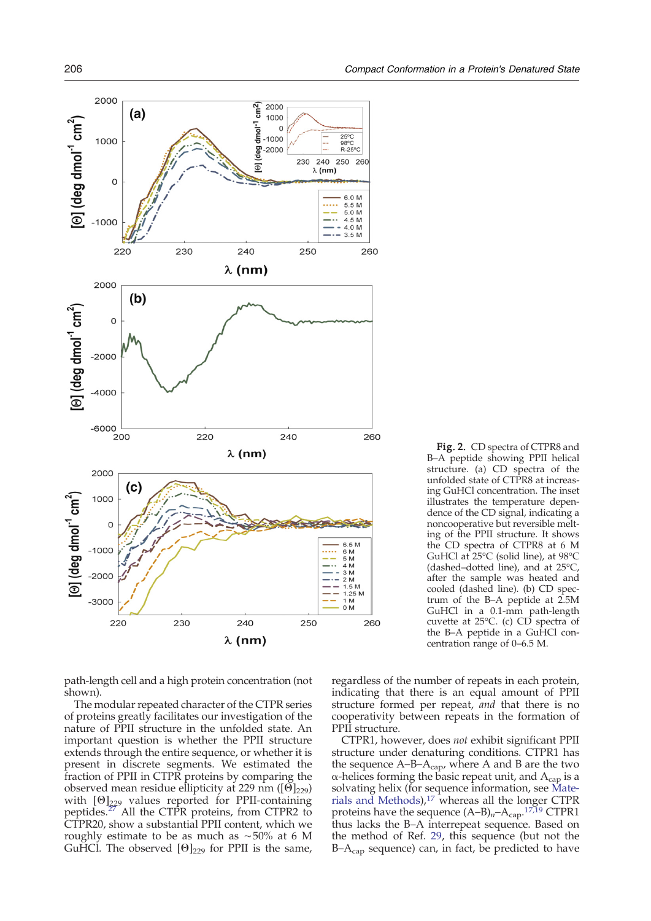**Fig. 2.** CD spectra of CTPR8 and B–A peptide showing PPII helical structure. (a) CD spectra of the unfolded state of CTPR8 at increasing GuHCl concentration. The inset illustrates the temperature dependence of the CD signal, indicating a noncooperative but reversible melting of the PPII structure. It shows the CD spectra of CTPR8 at 6 M GuHCl at 25°C (solid line), at 98°C (dashed–dotted line), and at 25°C, after the sample was heated and cooled (dashed line). (b) CD spectrum of the B–A peptide at 2.5M GuHCl in a 0.1-mm path-length cuvette at 25°C. (c) CD spectra of the B–A peptide in a GuHCl concentration range of 0–6.5 M.

path-length cell and a high protein concentration (not shown).

The modular repeated character of the CTPR series of proteins greatly facilitates our investigation of the nature of PPII structure in the unfolded state. An important question is whether the PPII structure extends through the entire sequence, or whether it is present in discrete segments. We estimated the fraction of PPII in CTPR proteins by comparing the observed mean residue ellipticity at 229 nm ($[\Theta]_{229}$) with $[\Theta]_{229}$ values reported for PPII-containing peptides.[27] All the CTPR proteins, from CTPR2 to CTPR20, show a substantial PPII content, which we roughly estimate to be as much as ~50% at 6 M GuHCl. The observed $[\Theta]_{229}$ for PPII is the same, regardless of the number of repeats in each protein, indicating that there is an equal amount of PPII structure formed per repeat, *and* that there is no cooperativity between repeats in the formation of PPII structure.

CTPR1, however, does *not* exhibit significant PPII structure under denaturing conditions. CTPR1 has the sequence A–B–$A_{cap}$, where A and B are the two α-helices forming the basic repeat unit, and $A_{cap}$ is a solvating helix (for sequence information, see Materials and Methods),[17] whereas all the longer CTPR proteins have the sequence $(A–B)_n$–$A_{cap}$.[17,19] CTPR1 thus lacks the B–A interrepeat sequence. Based on the method of Ref. 29, this sequence (but not the B–$A_{cap}$ sequence) can, in fact, be predicted to have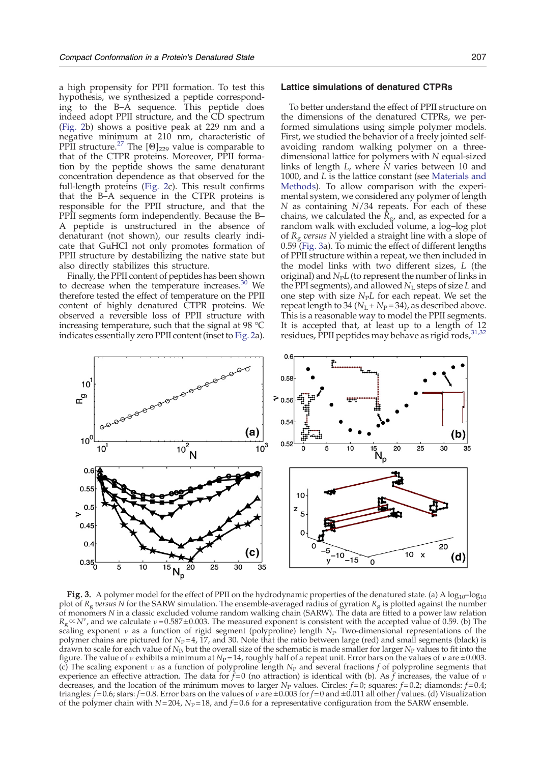a high propensity for PPII formation. To test this hypothesis, we synthesized a peptide corresponding to the B–A sequence. This peptide does indeed adopt PPII structure, and the CD spectrum (Fig. 2b) shows a positive peak at 229 nm and a negative minimum at 210 nm, characteristic of PPII structure.[27] The $[\Theta]_{229}$ value is comparable to that of the CTPR proteins. Moreover, PPII formation by the peptide shows the same denaturant concentration dependence as that observed for the full-length proteins (Fig. 2c). This result confirms that the B–A sequence in the CTPR proteins is responsible for the PPII structure, and that the PPII segments form independently. Because the B–A peptide is unstructured in the absence of denaturant (not shown), our results clearly indicate that GuHCl not only promotes formation of PPII structure by destabilizing the native state but also directly stabilizes this structure.

Finally, the PPII content of peptides has been shown to decrease when the temperature increases.[30] We therefore tested the effect of temperature on the PPII content of highly denatured CTPR proteins. We observed a reversible loss of PPII structure with increasing temperature, such that the signal at 98 °C indicates essentially zero PPII content (inset to Fig. 2a).

### Lattice simulations of denatured CTPRs

To better understand the effect of PPII structure on the dimensions of the denatured CTPRs, we performed simulations using simple polymer models. First, we studied the behavior of a freely jointed self-avoiding random walking polymer on a three-dimensional lattice for polymers with $N$ equal-sized links of length $L$, where $N$ varies between 10 and 1000, and $L$ is the lattice constant (see Materials and Methods). To allow comparison with the experimental system, we considered any polymer of length $N$ as containing $N/34$ repeats. For each of these chains, we calculated the $R_g$, and, as expected for a random walk with excluded volume, a log–log plot of $R_g$ *versus* $N$ yielded a straight line with a slope of 0.59 (Fig. 3a). To mimic the effect of different lengths of PPII structure within a repeat, we then included in the model links with two different sizes, $L$ (the original) and $N_P L$ (to represent the number of links in the PPI segments), and allowed $N_L$ steps of size $L$ and one step with size $N_P L$ for each repeat. We set the repeat length to 34 ($N_L + N_P = 34$), as described above. This is a reasonable way to model the PPII segments. It is accepted that, at least up to a length of 12 residues, PPII peptides may behave as rigid rods,[31,32]

**Fig. 3.** A polymer model for the effect of PPII on the hydrodynamic properties of the denatured state. (a) A $\log_{10}$–$\log_{10}$ plot of $R_g$ *versus* $N$ for the SARW simulation. The ensemble-averaged radius of gyration $R_g$ is plotted against the number of monomers $N$ in a classic excluded volume random walking chain (SARW). The data are fitted to a power law relation $R_g \propto N^{\nu}$, and we calculate $\nu = 0.587 \pm 0.003$. The measured exponent is consistent with the accepted value of 0.59. (b) The scaling exponent $\nu$ as a function of rigid segment (polyproline) length $N_P$. Two-dimensional representations of the polymer chains are pictured for $N_P = 4$, 17, and 30. Note that the ratio between large (red) and small segments (black) is drawn to scale for each value of $N_P$, but the overall size of the schematic is made smaller for larger $N_P$ values to fit into the figure. The value of $\nu$ exhibits a minimum at $N_P = 14$, roughly half of a repeat unit. Error bars on the values of $\nu$ are $\pm 0.003$. (c) The scaling exponent $\nu$ as a function of polyproline length $N_P$ and several fractions $f$ of polyproline segments that experience an effective attraction. The data for $f = 0$ (no attraction) is identical with (b). As $f$ increases, the value of $\nu$ decreases, and the location of the minimum moves to larger $N_P$ values. Circles: $f = 0$; squares: $f = 0.2$; diamonds: $f = 0.4$; triangles: $f = 0.6$; stars: $f = 0.8$. Error bars on the values of $\nu$ are $\pm 0.003$ for $f = 0$ and $\pm 0.011$ all other $f$ values. (d) Visualization of the polymer chain with $N = 204$, $N_P = 18$, and $f = 0.6$ for a representative configuration from the SARW ensemble.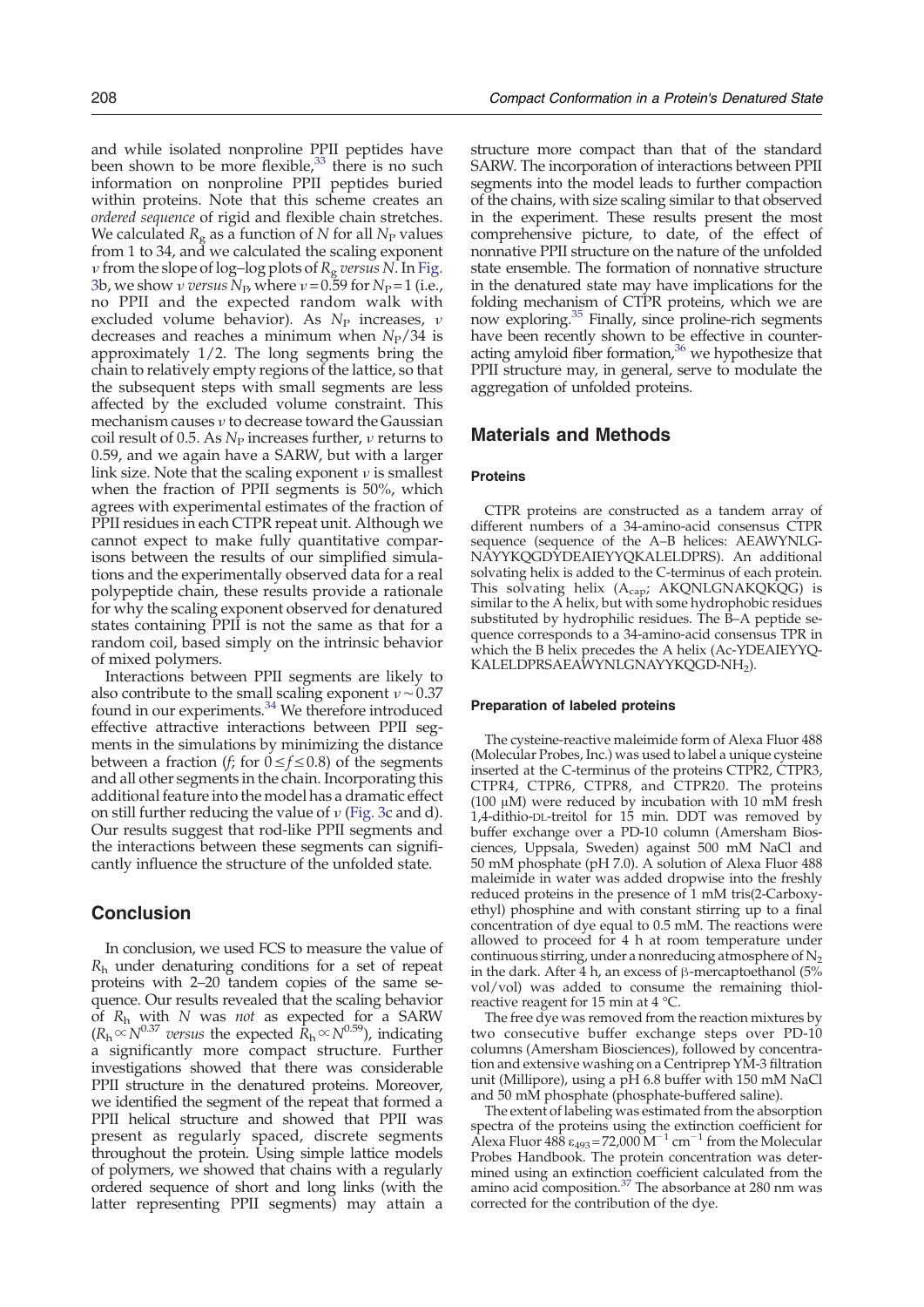and while isolated nonproline PPII peptides have been shown to be more flexible,[33] there is no such information on nonproline PPII peptides buried within proteins. Note that this scheme creates an *ordered sequence* of rigid and flexible chain stretches. We calculated $R_g$ as a function of $N$ for all $N_P$ values from 1 to 34, and we calculated the scaling exponent $\nu$ from the slope of log–log plots of $R_g$ *versus* $N$. In Fig. 3b, we show $\nu$ *versus* $N_P$, where $\nu = 0.59$ for $N_P = 1$ (i.e., no PPII and the expected random walk with excluded volume behavior). As $N_P$ increases, $\nu$ decreases and reaches a minimum when $N_P/34$ is approximately 1/2. The long segments bring the chain to relatively empty regions of the lattice, so that the subsequent steps with small segments are less affected by the excluded volume constraint. This mechanism causes $\nu$ to decrease toward the Gaussian coil result of 0.5. As $N_P$ increases further, $\nu$ returns to 0.59, and we again have a SARW, but with a larger link size. Note that the scaling exponent $\nu$ is smallest when the fraction of PPII segments is 50%, which agrees with experimental estimates of the fraction of PPII residues in each CTPR repeat unit. Although we cannot expect to make fully quantitative comparisons between the results of our simplified simulations and the experimentally observed data for a real polypeptide chain, these results provide a rationale for why the scaling exponent observed for denatured states containing PPII is not the same as that for a random coil, based simply on the intrinsic behavior of mixed polymers.

Interactions between PPII segments are likely to also contribute to the small scaling exponent $\nu \sim 0.37$ found in our experiments.[34] We therefore introduced effective attractive interactions between PPII segments in the simulations by minimizing the distance between a fraction ($f$; for $0 \leq f \leq 0.8$) of the segments and all other segments in the chain. Incorporating this additional feature into the model has a dramatic effect on still further reducing the value of $\nu$ (Fig. 3c and d). Our results suggest that rod-like PPII segments and the interactions between these segments can significantly influence the structure of the unfolded state.

## Conclusion

In conclusion, we used FCS to measure the value of $R_h$ under denaturing conditions for a set of repeat proteins with 2–20 tandem copies of the same sequence. Our results revealed that the scaling behavior of $R_h$ with $N$ was *not* as expected for a SARW ($R_h \propto N^{0.37}$ *versus* the expected $R_h \propto N^{0.59}$), indicating a significantly more compact structure. Further investigations showed that there was considerable PPII structure in the denatured proteins. Moreover, we identified the segment of the repeat that formed a PPII helical structure and showed that PPII was present as regularly spaced, discrete segments throughout the protein. Using simple lattice models of polymers, we showed that chains with a regularly ordered sequence of short and long links (with the latter representing PPII segments) may attain a structure more compact than that of the standard SARW. The incorporation of interactions between PPII segments into the model leads to further compaction of the chains, with size scaling similar to that observed in the experiment. These results present the most comprehensive picture, to date, of the effect of nonnative PPII structure on the nature of the unfolded state ensemble. The formation of nonnative structure in the denatured state may have implications for the folding mechanism of CTPR proteins, which we are now exploring.[35] Finally, since proline-rich segments have been recently shown to be effective in counteracting amyloid fiber formation,[36] we hypothesize that PPII structure may, in general, serve to modulate the aggregation of unfolded proteins.

## Materials and Methods

### Proteins

CTPR proteins are constructed as a tandem array of different numbers of a 34-amino-acid consensus CTPR sequence (sequence of the A–B helices: AEAWYNLGNAYYKQGDYDEAIEYYQKALELDPRS). An additional solvating helix is added to the C-terminus of each protein. This solvating helix ($A_{cap}$; AKQNLGNAKQKQG) is similar to the A helix, but with some hydrophobic residues substituted by hydrophilic residues. The B–A peptide sequence corresponds to a 34-amino-acid consensus TPR in which the B helix precedes the A helix (Ac-YDEAIEYYQKALELDPRSAEAWYNLGNAYYKQGD-$NH_2$).

### Preparation of labeled proteins

The cysteine-reactive maleimide form of Alexa Fluor 488 (Molecular Probes, Inc.) was used to label a unique cysteine inserted at the C-terminus of the proteins CTPR2, CTPR3, CTPR4, CTPR6, CTPR8, and CTPR20. The proteins (100 μM) were reduced by incubation with 10 mM fresh 1,4-dithio-DL-treitol for 15 min. DDT was removed by buffer exchange over a PD-10 column (Amersham Biosciences, Uppsala, Sweden) against 500 mM NaCl and 50 mM phosphate (pH 7.0). A solution of Alexa Fluor 488 maleimide in water was added dropwise into the freshly reduced proteins in the presence of 1 mM tris(2-Carboxyethyl) phosphine and with constant stirring up to a final concentration of dye equal to 0.5 mM. The reactions were allowed to proceed for 4 h at room temperature under continuous stirring, under a nonreducing atmosphere of $N_2$ in the dark. After 4 h, an excess of β-mercaptoethanol (5% vol/vol) was added to consume the remaining thiol-reactive reagent for 15 min at 4 °C.

The free dye was removed from the reaction mixtures by two consecutive buffer exchange steps over PD-10 columns (Amersham Biosciences), followed by concentration and extensive washing on a Centriprep YM-3 filtration unit (Millipore), using a pH 6.8 buffer with 150 mM NaCl and 50 mM phosphate (phosphate-buffered saline).

The extent of labeling was estimated from the absorption spectra of the proteins using the extinction coefficient for Alexa Fluor 488 $\varepsilon_{493} = 72{,}000\ M^{-1}\ cm^{-1}$ from the Molecular Probes Handbook. The protein concentration was determined using an extinction coefficient calculated from the amino acid composition.[37] The absorbance at 280 nm was corrected for the contribution of the dye.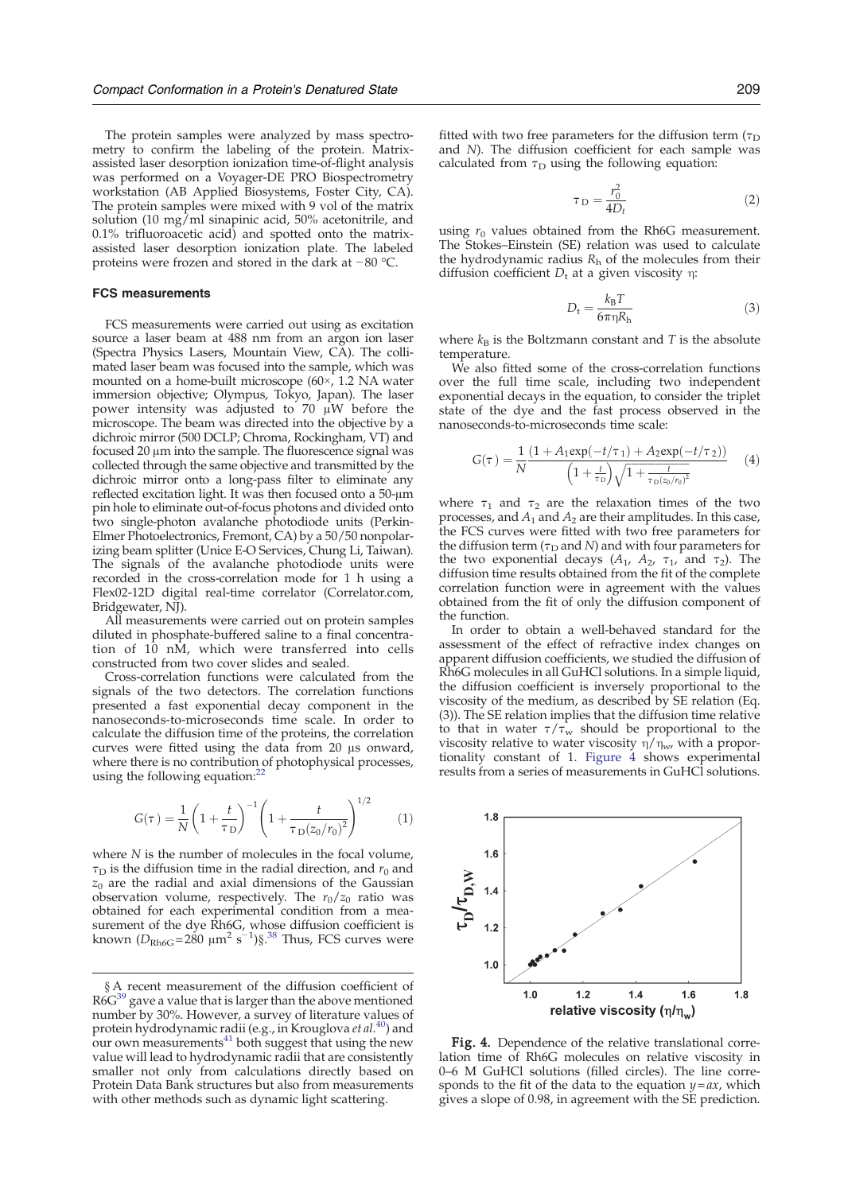The protein samples were analyzed by mass spectrometry to confirm the labeling of the protein. Matrix-assisted laser desorption ionization time-of-flight analysis was performed on a Voyager-DE PRO Biospectrometry workstation (AB Applied Biosystems, Foster City, CA). The protein samples were mixed with 9 vol of the matrix solution (10 mg/ml sinapinic acid, 50% acetonitrile, and 0.1% trifluoroacetic acid) and spotted onto the matrix-assisted laser desorption ionization plate. The labeled proteins were frozen and stored in the dark at −80 °C.

### FCS measurements

FCS measurements were carried out using as excitation source a laser beam at 488 nm from an argon ion laser (Spectra Physics Lasers, Mountain View, CA). The collimated laser beam was focused into the sample, which was mounted on a home-built microscope (60×, 1.2 NA water immersion objective; Olympus, Tokyo, Japan). The laser power intensity was adjusted to 70 μW before the microscope. The beam was directed into the objective by a dichroic mirror (500 DCLP; Chroma, Rockingham, VT) and focused 20 μm into the sample. The fluorescence signal was collected through the same objective and transmitted by the dichroic mirror onto a long-pass filter to eliminate any reflected excitation light. It was then focused onto a 50-μm pin hole to eliminate out-of-focus photons and divided onto two single-photon avalanche photodiode units (Perkin-Elmer Photoelectronics, Fremont, CA) by a 50/50 nonpolarizing beam splitter (Unice E-O Services, Chung Li, Taiwan). The signals of the avalanche photodiode units were recorded in the cross-correlation mode for 1 h using a Flex02-12D digital real-time correlator (Correlator.com, Bridgewater, NJ).

All measurements were carried out on protein samples diluted in phosphate-buffered saline to a final concentration of 10 nM, which were transferred into cells constructed from two cover slides and sealed.

Cross-correlation functions were calculated from the signals of the two detectors. The correlation functions presented a fast exponential decay component in the nanoseconds-to-microseconds time scale. In order to calculate the diffusion time of the proteins, the correlation curves were fitted using the data from 20 μs onward, where there is no contribution of photophysical processes, using the following equation:[22]

$$G(\tau) = \frac{1}{N}\left(1 + \frac{t}{\tau_D}\right)^{-1}\left(1 + \frac{t}{\tau_D(z_0/r_0)^2}\right)^{1/2} \quad (1)$$

where $N$ is the number of molecules in the focal volume, $\tau_D$ is the diffusion time in the radial direction, and $r_0$ and $z_0$ are the radial and axial dimensions of the Gaussian observation volume, respectively. The $r_0/z_0$ ratio was obtained for each experimental condition from a measurement of the dye Rh6G, whose diffusion coefficient is known ($D_{Rh6G}$=280 μm² s⁻¹)§.[38] Thus, FCS curves were fitted with two free parameters for the diffusion term ($\tau_D$ and $N$). The diffusion coefficient for each sample was calculated from $\tau_D$ using the following equation:

$$\tau_D = \frac{r_0^2}{4D_t} \quad (2)$$

using $r_0$ values obtained from the Rh6G measurement. The Stokes–Einstein (SE) relation was used to calculate the hydrodynamic radius $R_h$ of the molecules from their diffusion coefficient $D_t$ at a given viscosity $\eta$:

$$D_t = \frac{k_B T}{6\pi\eta R_h} \quad (3)$$

where $k_B$ is the Boltzmann constant and $T$ is the absolute temperature.

We also fitted some of the cross-correlation functions over the full time scale, including two independent exponential decays in the equation, to consider the triplet state of the dye and the fast process observed in the nanoseconds-to-microseconds time scale:

$$G(\tau) = \frac{1}{N}\frac{(1 + A_1\exp(-t/\tau_1) + A_2\exp(-t/\tau_2))}{\left(1 + \frac{t}{\tau_D}\right)\sqrt{1 + \frac{t}{\tau_D(z_0/r_0)^2}}} \quad (4)$$

where $\tau_1$ and $\tau_2$ are the relaxation times of the two processes, and $A_1$ and $A_2$ are their amplitudes. In this case, the FCS curves were fitted with two free parameters for the diffusion term ($\tau_D$ and $N$) and with four parameters for the two exponential decays ($A_1$, $A_2$, $\tau_1$, and $\tau_2$). The diffusion time results obtained from the fit of the complete correlation function were in agreement with the values obtained from the fit of only the diffusion component of the function.

In order to obtain a well-behaved standard for the assessment of the effect of refractive index changes on apparent diffusion coefficients, we studied the diffusion of Rh6G molecules in all GuHCl solutions. In a simple liquid, the diffusion coefficient is inversely proportional to the viscosity of the medium, as described by SE relation (Eq. (3)). The SE relation implies that the diffusion time relative to that in water $\tau/\tau_w$ should be proportional to the viscosity relative to water viscosity $\eta/\eta_w$, with a proportionality constant of 1. Figure 4 shows experimental results from a series of measurements in GuHCl solutions.

**Fig. 4.** Dependence of the relative translational correlation time of Rh6G molecules on relative viscosity in 0–6 M GuHCl solutions (filled circles). The line corresponds to the fit of the data to the equation $y=ax$, which gives a slope of 0.98, in agreement with the SE prediction.

§ A recent measurement of the diffusion coefficient of R6G[39] gave a value that is larger than the above mentioned number by 30%. However, a survey of literature values of protein hydrodynamic radii (e.g., in Krouglova *et al.*[40]) and our own measurements[41] both suggest that using the new value will lead to hydrodynamic radii that are consistently smaller not only from calculations directly based on Protein Data Bank structures but also from measurements with other methods such as dynamic light scattering.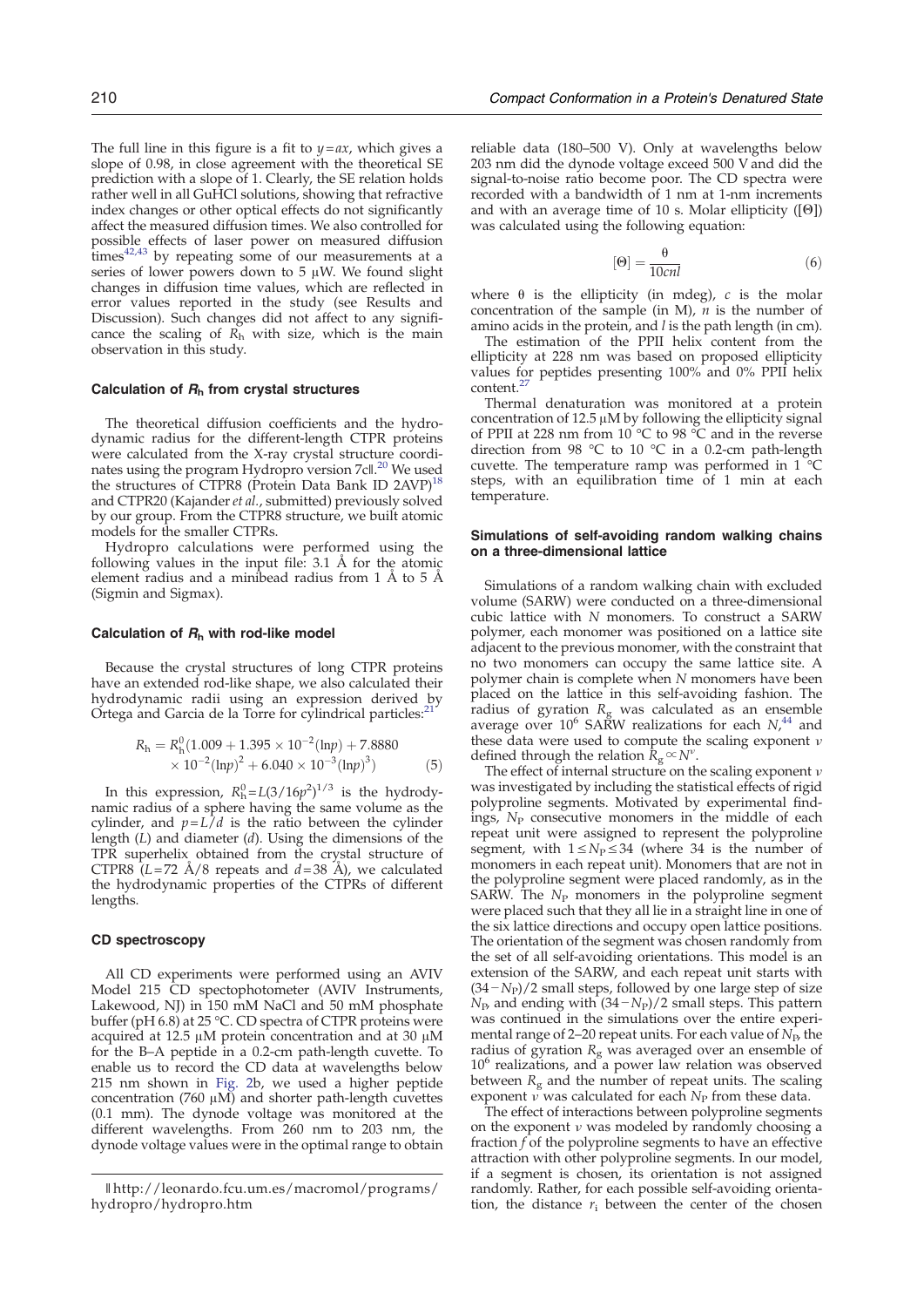The full line in this figure is a fit to $y = ax$, which gives a slope of 0.98, in close agreement with the theoretical SE prediction with a slope of 1. Clearly, the SE relation holds rather well in all GuHCl solutions, showing that refractive index changes or other optical effects do not significantly affect the measured diffusion times. We also controlled for possible effects of laser power on measured diffusion times[42,43] by repeating some of our measurements at a series of lower powers down to 5 μW. We found slight changes in diffusion time values, which are reflected in error values reported in the study (see Results and Discussion). Such changes did not affect to any significance the scaling of $R_h$ with size, which is the main observation in this study.

### Calculation of $R_h$ from crystal structures

The theoretical diffusion coefficients and the hydrodynamic radius for the different-length CTPR proteins were calculated from the X-ray crystal structure coordinates using the program Hydropro version 7c‖.[20] We used the structures of CTPR8 (Protein Data Bank ID 2AVP)[18] and CTPR20 (Kajander *et al.*, submitted) previously solved by our group. From the CTPR8 structure, we built atomic models for the smaller CTPRs.

Hydropro calculations were performed using the following values in the input file: 3.1 Å for the atomic element radius and a minibead radius from 1 Å to 5 Å (Sigmin and Sigmax).

### Calculation of $R_h$ with rod-like model

Because the crystal structures of long CTPR proteins have an extended rod-like shape, we also calculated their hydrodynamic radii using an expression derived by Ortega and Garcia de la Torre for cylindrical particles:[21]

$$R_h = R_h^0(1.009 + 1.395 \times 10^{-2}(\ln p) + 7.8880 \times 10^{-2}(\ln p)^2 + 6.040 \times 10^{-3}(\ln p)^3) \tag{5}$$

In this expression, $R_h^0 = L(3/16p^2)^{1/3}$ is the hydrodynamic radius of a sphere having the same volume as the cylinder, and $p = L/d$ is the ratio between the cylinder length ($L$) and diameter ($d$). Using the dimensions of the TPR superhelix obtained from the crystal structure of CTPR8 ($L = 72$ Å/8 repeats and $d = 38$ Å), we calculated the hydrodynamic properties of the CTPRs of different lengths.

### CD spectroscopy

All CD experiments were performed using an AVIV Model 215 CD spectophotometer (AVIV Instruments, Lakewood, NJ) in 150 mM NaCl and 50 mM phosphate buffer (pH 6.8) at 25 °C. CD spectra of CTPR proteins were acquired at 12.5 μM protein concentration and at 30 μM for the B–A peptide in a 0.2-cm path-length cuvette. To enable us to record the CD data at wavelengths below 215 nm shown in Fig. 2b, we used a higher peptide concentration (760 μM) and shorter path-length cuvettes (0.1 mm). The dynode voltage was monitored at the different wavelengths. From 260 nm to 203 nm, the dynode voltage values were in the optimal range to obtain reliable data (180–500 V). Only at wavelengths below 203 nm did the dynode voltage exceed 500 V and did the signal-to-noise ratio become poor. The CD spectra were recorded with a bandwidth of 1 nm at 1-nm increments and with an average time of 10 s. Molar ellipticity ([Θ]) was calculated using the following equation:

$$[\Theta] = \frac{\theta}{10cnl} \tag{6}$$

where θ is the ellipticity (in mdeg), $c$ is the molar concentration of the sample (in M), $n$ is the number of amino acids in the protein, and $l$ is the path length (in cm).

The estimation of the PPII helix content from the ellipticity at 228 nm was based on proposed ellipticity values for peptides presenting 100% and 0% PPII helix content.[27]

Thermal denaturation was monitored at a protein concentration of 12.5 μM by following the ellipticity signal of PPII at 228 nm from 10 °C to 98 °C and in the reverse direction from 98 °C to 10 °C in a 0.2-cm path-length cuvette. The temperature ramp was performed in 1 °C steps, with an equilibration time of 1 min at each temperature.

### Simulations of self-avoiding random walking chains on a three-dimensional lattice

Simulations of a random walking chain with excluded volume (SARW) were conducted on a three-dimensional cubic lattice with $N$ monomers. To construct a SARW polymer, each monomer was positioned on a lattice site adjacent to the previous monomer, with the constraint that no two monomers can occupy the same lattice site. A polymer chain is complete when $N$ monomers have been placed on the lattice in this self-avoiding fashion. The radius of gyration $R_g$ was calculated as an ensemble average over $10^6$ SARW realizations for each $N$,[44] and these data were used to compute the scaling exponent $\nu$ defined through the relation $R_g \propto N^{\nu}$.

The effect of internal structure on the scaling exponent $\nu$ was investigated by including the statistical effects of rigid polyproline segments. Motivated by experimental findings, $N_P$ consecutive monomers in the middle of each repeat unit were assigned to represent the polyproline segment, with $1 \leq N_P \leq 34$ (where 34 is the number of monomers in each repeat unit). Monomers that are not in the polyproline segment were placed randomly, as in the SARW. The $N_P$ monomers in the polyproline segment were placed such that they all lie in a straight line in one of the six lattice directions and occupy open lattice positions. The orientation of the segment was chosen randomly from the set of all self-avoiding orientations. This model is an extension of the SARW, and each repeat unit starts with $(34-N_P)/2$ small steps, followed by one large step of size $N_P$, and ending with $(34-N_P)/2$ small steps. This pattern was continued in the simulations over the entire experimental range of 2–20 repeat units. For each value of $N_P$, the radius of gyration $R_g$ was averaged over an ensemble of $10^6$ realizations, and a power law relation was observed between $R_g$ and the number of repeat units. The scaling exponent $\nu$ was calculated for each $N_P$ from these data.

The effect of interactions between polyproline segments on the exponent $\nu$ was modeled by randomly choosing a fraction $f$ of the polyproline segments to have an effective attraction with other polyproline segments. In our model, if a segment is chosen, its orientation is not assigned randomly. Rather, for each possible self-avoiding orientation, the distance $r_i$ between the center of the chosen

‖ http://leonardo.fcu.um.es/macromol/programs/hydropro/hydropro.htm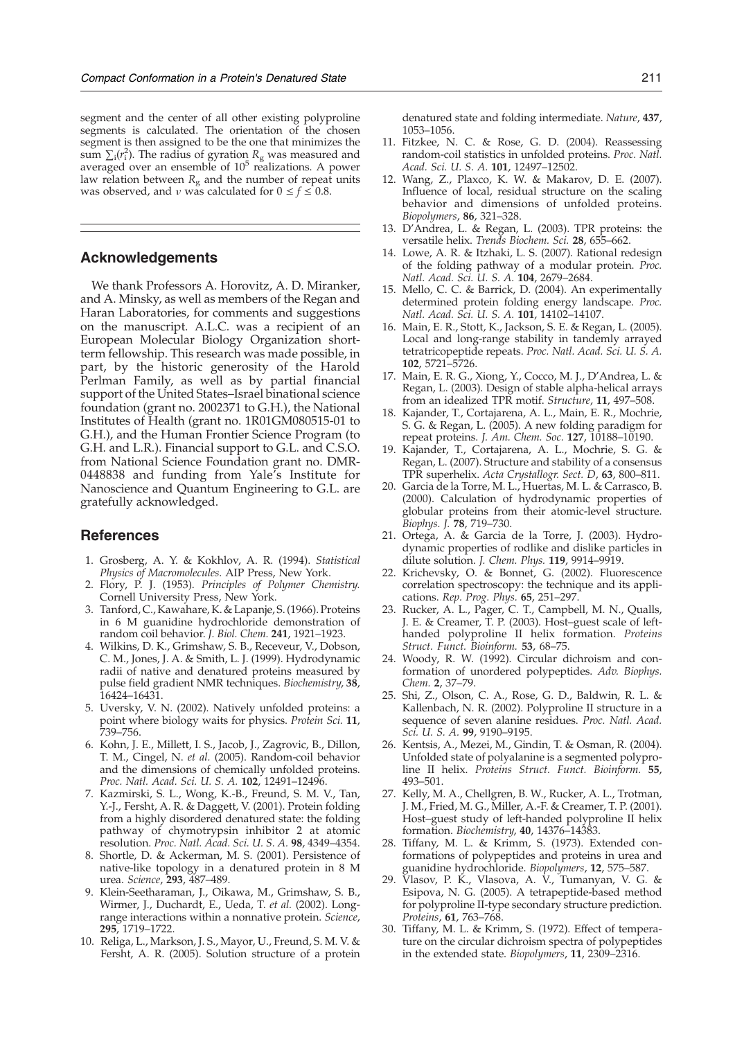segment and the center of all other existing polyproline segments is calculated. The orientation of the chosen segment is then assigned to be the one that minimizes the sum $\sum_i (r_i^2)$. The radius of gyration $R_g$ was measured and averaged over an ensemble of $10^5$ realizations. A power law relation between $R_g$ and the number of repeat units was observed, and $\nu$ was calculated for $0 \leq f \leq 0.8$.

## Acknowledgements

We thank Professors A. Horovitz, A. D. Miranker, and A. Minsky, as well as members of the Regan and Haran Laboratories, for comments and suggestions on the manuscript. A.L.C. was a recipient of an European Molecular Biology Organization short-term fellowship. This research was made possible, in part, by the historic generosity of the Harold Perlman Family, as well as by partial financial support of the United States–Israel binational science foundation (grant no. 2002371 to G.H.), the National Institutes of Health (grant no. 1R01GM080515-01 to G.H.), and the Human Frontier Science Program (to G.H. and L.R.). Financial support to G.L. and C.S.O. from National Science Foundation grant no. DMR-0448838 and funding from Yale's Institute for Nanoscience and Quantum Engineering to G.L. are gratefully acknowledged.

## References

1. Grosberg, A. Y. & Kokhlov, A. R. (1994). *Statistical Physics of Macromolecules.* AIP Press, New York.
2. Flory, P. J. (1953). *Principles of Polymer Chemistry.* Cornell University Press, New York.
3. Tanford, C., Kawahare, K. & Lapanje, S. (1966). Proteins in 6 M guanidine hydrochloride demonstration of random coil behavior. *J. Biol. Chem.* **241**, 1921–1923.
4. Wilkins, D. K., Grimshaw, S. B., Receveur, V., Dobson, C. M., Jones, J. A. & Smith, L. J. (1999). Hydrodynamic radii of native and denatured proteins measured by pulse field gradient NMR techniques. *Biochemistry*, **38**, 16424–16431.
5. Uversky, V. N. (2002). Natively unfolded proteins: a point where biology waits for physics. *Protein Sci.* **11**, 739–756.
6. Kohn, J. E., Millett, I. S., Jacob, J., Zagrovic, B., Dillon, T. M., Cingel, N. *et al.* (2005). Random-coil behavior and the dimensions of chemically unfolded proteins. *Proc. Natl. Acad. Sci. U. S. A.* **102**, 12491–12496.
7. Kazmirski, S. L., Wong, K.-B., Freund, S. M. V., Tan, Y.-J., Fersht, A. R. & Daggett, V. (2001). Protein folding from a highly disordered denatured state: the folding pathway of chymotrypsin inhibitor 2 at atomic resolution. *Proc. Natl. Acad. Sci. U. S. A.* **98**, 4349–4354.
8. Shortle, D. & Ackerman, M. S. (2001). Persistence of native-like topology in a denatured protein in 8 M urea. *Science*, **293**, 487–489.
9. Klein-Seetharaman, J., Oikawa, M., Grimshaw, S. B., Wirmer, J., Duchardt, E., Ueda, T. *et al.* (2002). Long-range interactions within a nonnative protein. *Science*, **295**, 1719–1722.
10. Religa, L., Markson, J. S., Mayor, U., Freund, S. M. V. & Fersht, A. R. (2005). Solution structure of a protein denatured state and folding intermediate. *Nature*, **437**, 1053–1056.
11. Fitzkee, N. C. & Rose, G. D. (2004). Reassessing random-coil statistics in unfolded proteins. *Proc. Natl. Acad. Sci. U. S. A.* **101**, 12497–12502.
12. Wang, Z., Plaxco, K. W. & Makarov, D. E. (2007). Influence of local, residual structure on the scaling behavior and dimensions of unfolded proteins. *Biopolymers*, **86**, 321–328.
13. D'Andrea, L. & Regan, L. (2003). TPR proteins: the versatile helix. *Trends Biochem. Sci.* **28**, 655–662.
14. Lowe, A. R. & Itzhaki, L. S. (2007). Rational redesign of the folding pathway of a modular protein. *Proc. Natl. Acad. Sci. U. S. A.* **104**, 2679–2684.
15. Mello, C. C. & Barrick, D. (2004). An experimentally determined protein folding energy landscape. *Proc. Natl. Acad. Sci. U. S. A.* **101**, 14102–14107.
16. Main, E. R., Stott, K., Jackson, S. E. & Regan, L. (2005). Local and long-range stability in tandemly arrayed tetratricopeptide repeats. *Proc. Natl. Acad. Sci. U. S. A.* **102**, 5721–5726.
17. Main, E. R. G., Xiong, Y., Cocco, M. J., D'Andrea, L. & Regan, L. (2003). Design of stable alpha-helical arrays from an idealized TPR motif. *Structure*, **11**, 497–508.
18. Kajander, T., Cortajarena, A. L., Main, E. R., Mochrie, S. G. & Regan, L. (2005). A new folding paradigm for repeat proteins. *J. Am. Chem. Soc.* **127**, 10188–10190.
19. Kajander, T., Cortajarena, A. L., Mochrie, S. G. & Regan, L. (2007). Structure and stability of a consensus TPR superhelix. *Acta Crystallogr. Sect. D*, **63**, 800–811.
20. Garcia de la Torre, M. L., Huertas, M. L. & Carrasco, B. (2000). Calculation of hydrodynamic properties of globular proteins from their atomic-level structure. *Biophys. J.* **78**, 719–730.
21. Ortega, A. & Garcia de la Torre, J. (2003). Hydrodynamic properties of rodlike and dislike particles in dilute solution. *J. Chem. Phys.* **119**, 9914–9919.
22. Krichevsky, O. & Bonnet, G. (2002). Fluorescence correlation spectroscopy: the technique and its applications. *Rep. Prog. Phys.* **65**, 251–297.
23. Rucker, A. L., Pager, C. T., Campbell, M. N., Qualls, J. E. & Creamer, T. P. (2003). Host–guest scale of left-handed polyproline II helix formation. *Proteins Struct. Funct. Bioinform.* **53**, 68–75.
24. Woody, R. W. (1992). Circular dichroism and conformation of unordered polypeptides. *Adv. Biophys. Chem.* **2**, 37–79.
25. Shi, Z., Olson, C. A., Rose, G. D., Baldwin, R. L. & Kallenbach, N. R. (2002). Polyproline II structure in a sequence of seven alanine residues. *Proc. Natl. Acad. Sci. U. S. A.* **99**, 9190–9195.
26. Kentsis, A., Mezei, M., Gindin, T. & Osman, R. (2004). Unfolded state of polyalanine is a segmented polyproline II helix. *Proteins Struct. Funct. Bioinform.* **55**, 493–501.
27. Kelly, M. A., Chellgren, B. W., Rucker, A. L., Trotman, J. M., Fried, M. G., Miller, A.-F. & Creamer, T. P. (2001). Host–guest study of left-handed polyproline II helix formation. *Biochemistry*, **40**, 14376–14383.
28. Tiffany, M. L. & Krimm, S. (1973). Extended conformations of polypeptides and proteins in urea and guanidine hydrochloride. *Biopolymers*, **12**, 575–587.
29. Vlasov, P. K., Vlasova, A. V., Tumanyan, V. G. & Esipova, N. G. (2005). A tetrapeptide-based method for polyproline II-type secondary structure prediction. *Proteins*, **61**, 763–768.
30. Tiffany, M. L. & Krimm, S. (1972). Effect of temperature on the circular dichroism spectra of polypeptides in the extended state. *Biopolymers*, **11**, 2309–2316.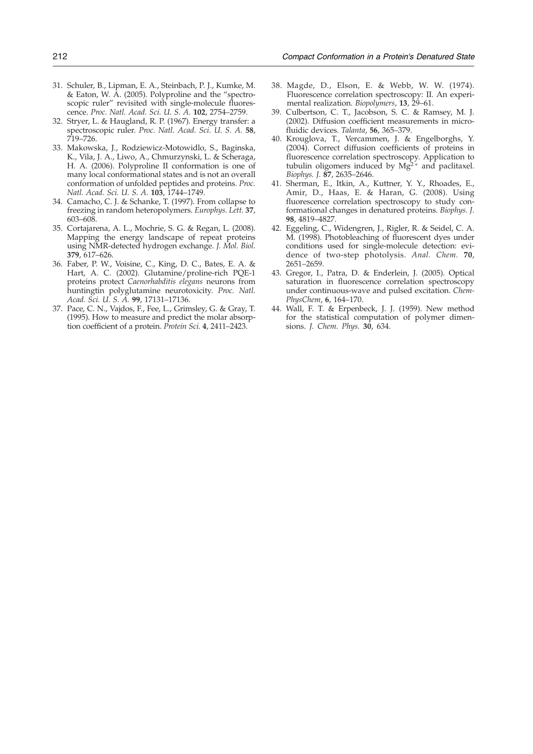31. Schuler, B., Lipman, E. A., Steinbach, P. J., Kumke, M. & Eaton, W. A. (2005). Polyproline and the "spectroscopic ruler" revisited with single-molecule fluorescence. *Proc. Natl. Acad. Sci. U. S. A.* **102**, 2754–2759.
32. Stryer, L. & Haugland, R. P. (1967). Energy transfer: a spectroscopic ruler. *Proc. Natl. Acad. Sci. U. S. A.* **58**, 719–726.
33. Makowska, J., Rodziewicz-Motowidlo, S., Baginska, K., Vila, J. A., Liwo, A., Chmurzynski, L. & Scheraga, H. A. (2006). Polyproline II conformation is one of many local conformational states and is not an overall conformation of unfolded peptides and proteins. *Proc. Natl. Acad. Sci. U. S. A.* **103**, 1744–1749.
34. Camacho, C. J. & Schanke, T. (1997). From collapse to freezing in random heteropolymers. *Europhys. Lett.* **37**, 603–608.
35. Cortajarena, A. L., Mochrie, S. G. & Regan, L. (2008). Mapping the energy landscape of repeat proteins using NMR-detected hydrogen exchange. *J. Mol. Biol.* **379**, 617–626.
36. Faber, P. W., Voisine, C., King, D. C., Bates, E. A. & Hart, A. C. (2002). Glutamine/proline-rich PQE-1 proteins protect *Caenorhabditis elegans* neurons from huntingtin polyglutamine neurotoxicity. *Proc. Natl. Acad. Sci. U. S. A.* **99**, 17131–17136.
37. Pace, C. N., Vajdos, F., Fee, L., Grimsley, G. & Gray, T. (1995). How to measure and predict the molar absorption coefficient of a protein. *Protein Sci.* **4**, 2411–2423.
38. Magde, D., Elson, E. & Webb, W. W. (1974). Fluorescence correlation spectroscopy: II. An experimental realization. *Biopolymers*, **13**, 29–61.
39. Culbertson, C. T., Jacobson, S. C. & Ramsey, M. J. (2002). Diffusion coefficient measurements in microfluidic devices. *Talanta*, **56**, 365–379.
40. Krouglova, T., Vercammen, J. & Engelborghs, Y. (2004). Correct diffusion coefficients of proteins in fluorescence correlation spectroscopy. Application to tubulin oligomers induced by $Mg^{2+}$ and paclitaxel. *Biophys. J.* **87**, 2635–2646.
41. Sherman, E., Itkin, A., Kuttner, Y. Y., Rhoades, E., Amir, D., Haas, E. & Haran, G. (2008). Using fluorescence correlation spectroscopy to study conformational changes in denatured proteins. *Biophys. J.* **98**, 4819–4827.
42. Eggeling, C., Widengren, J., Rigler, R. & Seidel, C. A. M. (1998). Photobleaching of fluorescent dyes under conditions used for single-molecule detection: evidence of two-step photolysis. *Anal. Chem.* **70**, 2651–2659.
43. Gregor, I., Patra, D. & Enderlein, J. (2005). Optical saturation in fluorescence correlation spectroscopy under continuous-wave and pulsed excitation. *ChemPhysChem*, **6**, 164–170.
44. Wall, F. T. & Erpenbeck, J. J. (1959). New method for the statistical computation of polymer dimensions. *J. Chem. Phys.* **30**, 634.